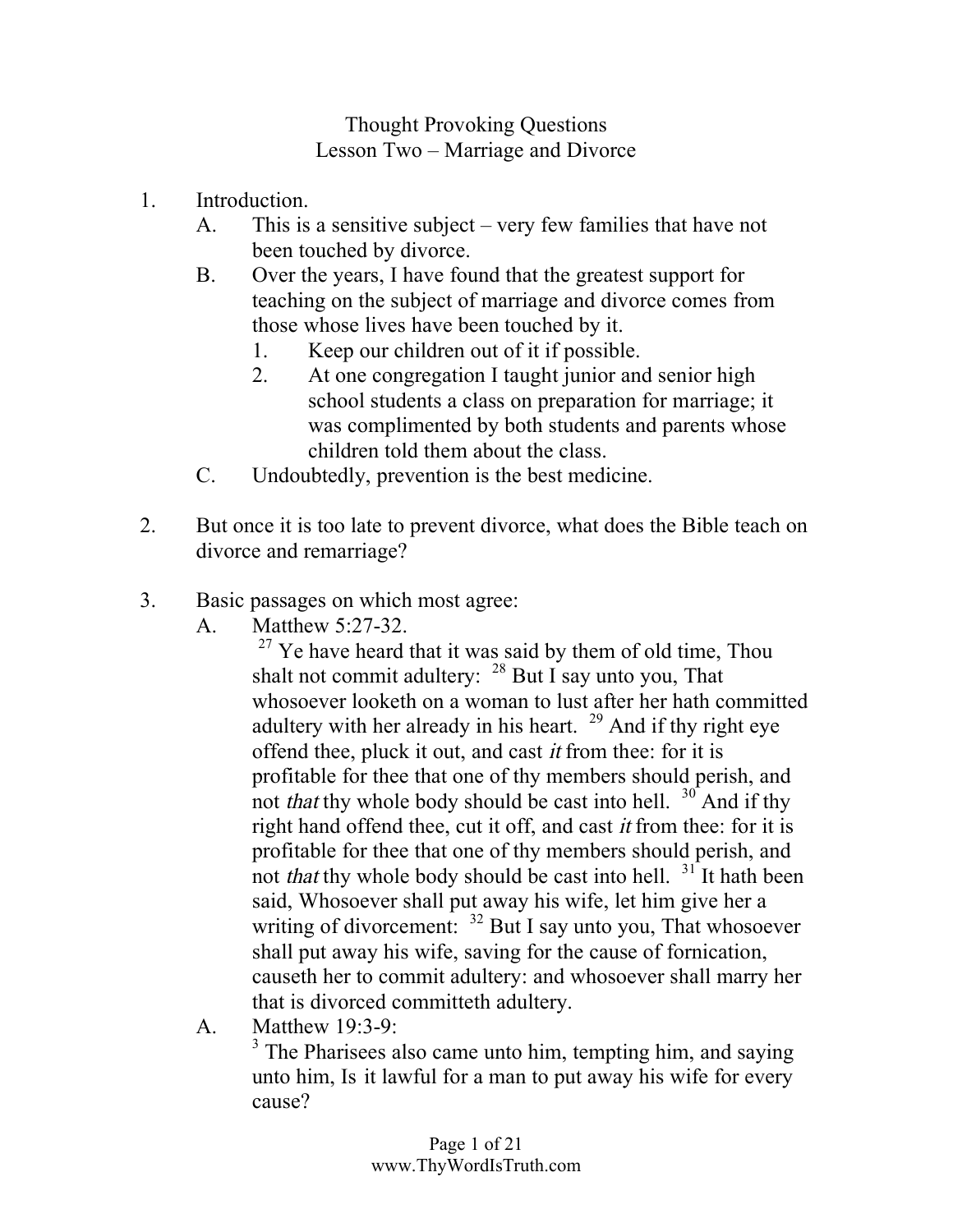# Thought Provoking Questions
## Lesson Two – Marriage and Divorce

1. Introduction.
   A. This is a sensitive subject – very few families that have not been touched by divorce.
   B. Over the years, I have found that the greatest support for teaching on the subject of marriage and divorce comes from those whose lives have been touched by it.
      1. Keep our children out of it if possible.
      2. At one congregation I taught junior and senior high school students a class on preparation for marriage; it was complimented by both students and parents whose children told them about the class.
   C. Undoubtedly, prevention is the best medicine.

2. But once it is too late to prevent divorce, what does the Bible teach on divorce and remarriage?

3. Basic passages on which most agree:
   A. Matthew 5:27-32.
   
      [27] Ye have heard that it was said by them of old time, Thou shalt not commit adultery: [28] But I say unto you, That whosoever looketh on a woman to lust after her hath committed adultery with her already in his heart. [29] And if thy right eye offend thee, pluck it out, and cast *it* from thee: for it is profitable for thee that one of thy members should perish, and not *that* thy whole body should be cast into hell. [30] And if thy right hand offend thee, cut it off, and cast *it* from thee: for it is profitable for thee that one of thy members should perish, and not *that* thy whole body should be cast into hell. [31] It hath been said, Whosoever shall put away his wife, let him give her a writing of divorcement: [32] But I say unto you, That whosoever shall put away his wife, saving for the cause of fornication, causeth her to commit adultery: and whosoever shall marry her that is divorced committeth adultery.
   
   A. Matthew 19:3-9:
   
      [3] The Pharisees also came unto him, tempting him, and saying unto him, Is it lawful for a man to put away his wife for every cause?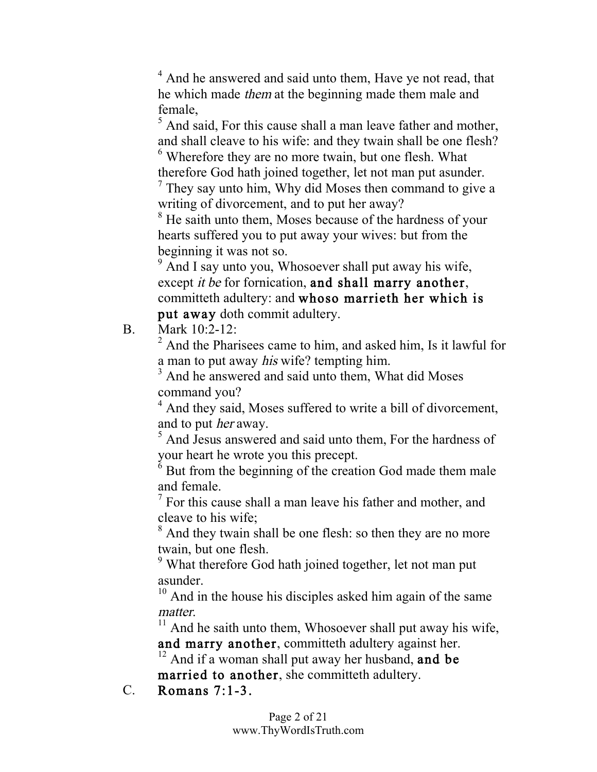[4] And he answered and said unto them, Have ye not read, that he which made *them* at the beginning made them male and female,

[5] And said, For this cause shall a man leave father and mother, and shall cleave to his wife: and they twain shall be one flesh?

[6] Wherefore they are no more twain, but one flesh. What therefore God hath joined together, let not man put asunder.

[7] They say unto him, Why did Moses then command to give a writing of divorcement, and to put her away?

[8] He saith unto them, Moses because of the hardness of your hearts suffered you to put away your wives: but from the beginning it was not so.

[9] And I say unto you, Whosoever shall put away his wife, except *it be* for fornication, **and shall marry another**, committeth adultery: and **whoso marrieth her which is put away** doth commit adultery.

B. Mark 10:2-12:

[2] And the Pharisees came to him, and asked him, Is it lawful for a man to put away *his* wife? tempting him.

[3] And he answered and said unto them, What did Moses command you?

[4] And they said, Moses suffered to write a bill of divorcement, and to put *her* away.

[5] And Jesus answered and said unto them, For the hardness of your heart he wrote you this precept.

[6] But from the beginning of the creation God made them male and female.

[7] For this cause shall a man leave his father and mother, and cleave to his wife;

[8] And they twain shall be one flesh: so then they are no more twain, but one flesh.

[9] What therefore God hath joined together, let not man put asunder.

[10] And in the house his disciples asked him again of the same *matter*.

[11] And he saith unto them, Whosoever shall put away his wife, **and marry another**, committeth adultery against her.

[12] And if a woman shall put away her husband, **and be married to another**, she committeth adultery.

C. **Romans 7:1-3.**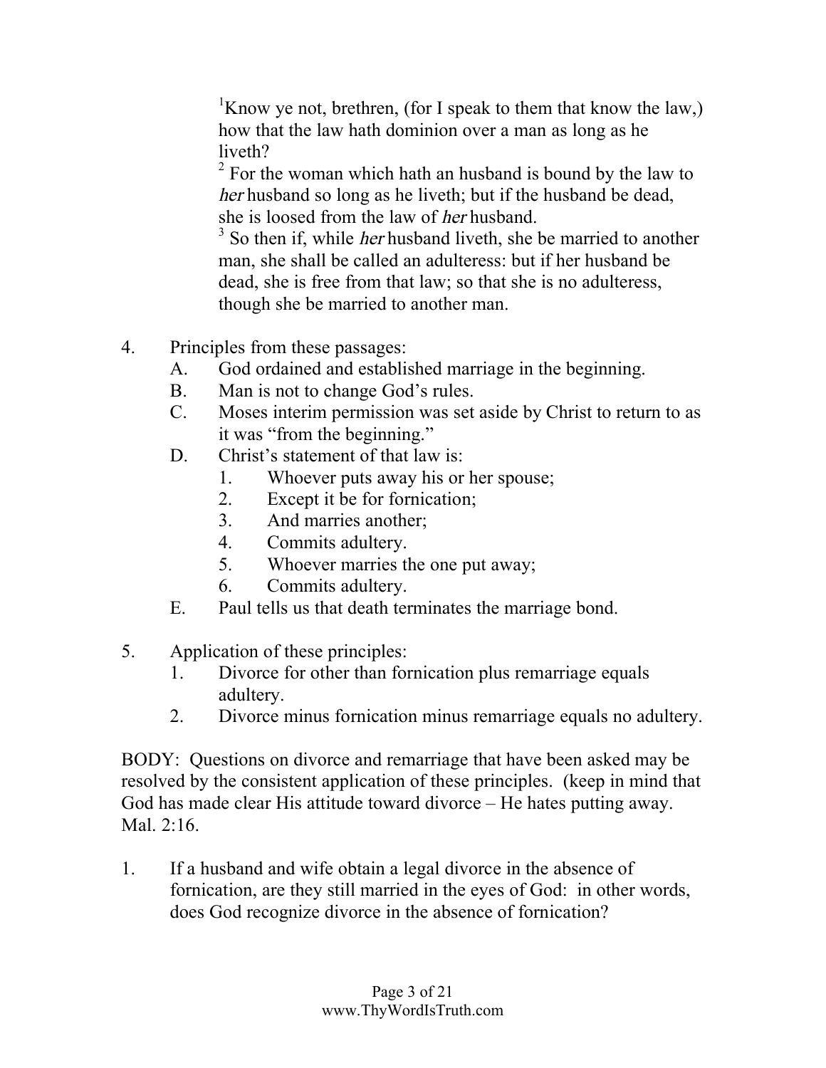[1]Know ye not, brethren, (for I speak to them that know the law,) how that the law hath dominion over a man as long as he liveth?
[2] For the woman which hath an husband is bound by the law to *her* husband so long as he liveth; but if the husband be dead, she is loosed from the law of *her* husband.
[3] So then if, while *her* husband liveth, she be married to another man, she shall be called an adulteress: but if her husband be dead, she is free from that law; so that she is no adulteress, though she be married to another man.

4. Principles from these passages:
   A. God ordained and established marriage in the beginning.
   B. Man is not to change God's rules.
   C. Moses interim permission was set aside by Christ to return to as it was "from the beginning."
   D. Christ's statement of that law is:
      1. Whoever puts away his or her spouse;
      2. Except it be for fornication;
      3. And marries another;
      4. Commits adultery.
      5. Whoever marries the one put away;
      6. Commits adultery.
   E. Paul tells us that death terminates the marriage bond.

5. Application of these principles:
   1. Divorce for other than fornication plus remarriage equals adultery.
   2. Divorce minus fornication minus remarriage equals no adultery.

BODY: Questions on divorce and remarriage that have been asked may be resolved by the consistent application of these principles. (keep in mind that God has made clear His attitude toward divorce – He hates putting away. Mal. 2:16.

1. If a husband and wife obtain a legal divorce in the absence of fornication, are they still married in the eyes of God: in other words, does God recognize divorce in the absence of fornication?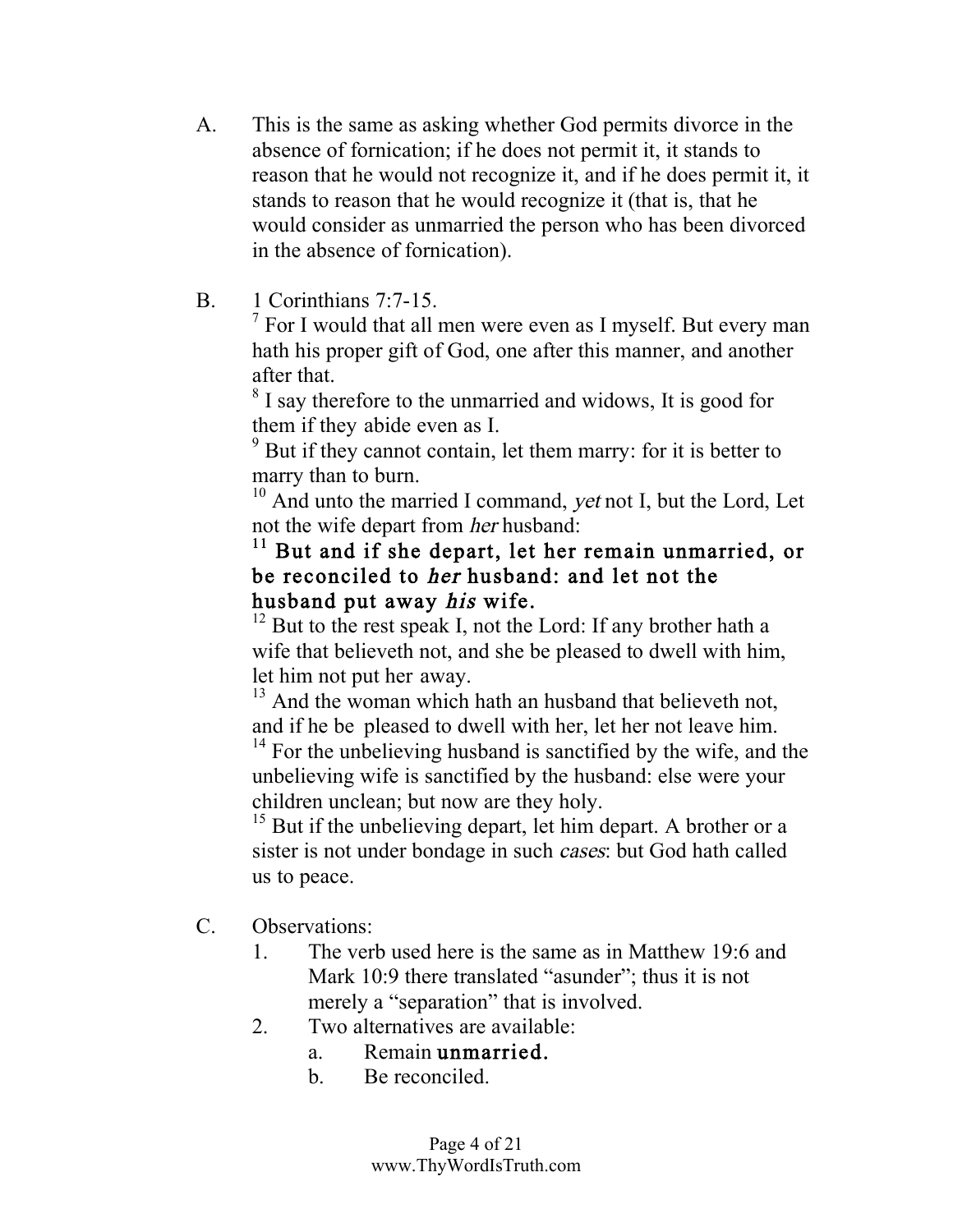A. This is the same as asking whether God permits divorce in the absence of fornication; if he does not permit it, it stands to reason that he would not recognize it, and if he does permit it, it stands to reason that he would recognize it (that is, that he would consider as unmarried the person who has been divorced in the absence of fornication).

B. 1 Corinthians 7:7-15.

[7] For I would that all men were even as I myself. But every man hath his proper gift of God, one after this manner, and another after that.

[8] I say therefore to the unmarried and widows, It is good for them if they abide even as I.

[9] But if they cannot contain, let them marry: for it is better to marry than to burn.

[10] And unto the married I command, *yet* not I, but the Lord, Let not the wife depart from *her* husband:

[11] **But and if she depart, let her remain unmarried, or be reconciled to *her* husband: and let not the husband put away *his* wife.**

[12] But to the rest speak I, not the Lord: If any brother hath a wife that believeth not, and she be pleased to dwell with him, let him not put her away.

[13] And the woman which hath an husband that believeth not, and if he be pleased to dwell with her, let her not leave him.

[14] For the unbelieving husband is sanctified by the wife, and the unbelieving wife is sanctified by the husband: else were your children unclean; but now are they holy.

[15] But if the unbelieving depart, let him depart. A brother or a sister is not under bondage in such *cases*: but God hath called us to peace.

C. Observations:

1. The verb used here is the same as in Matthew 19:6 and Mark 10:9 there translated "asunder"; thus it is not merely a "separation" that is involved.
2. Two alternatives are available:
   a. Remain **unmarried.**
   b. Be reconciled.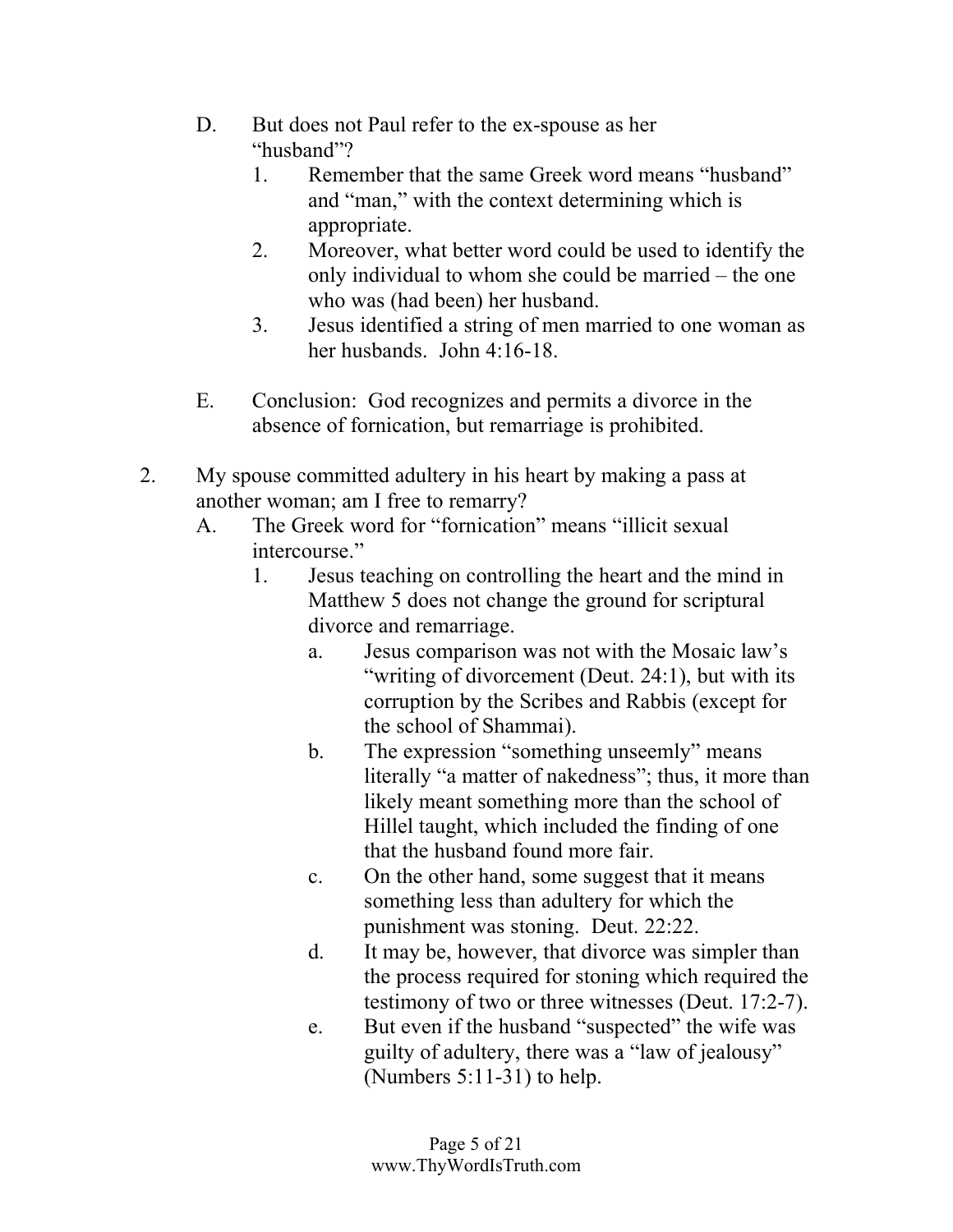D. But does not Paul refer to the ex-spouse as her "husband"?
   1. Remember that the same Greek word means "husband" and "man," with the context determining which is appropriate.
   2. Moreover, what better word could be used to identify the only individual to whom she could be married – the one who was (had been) her husband.
   3. Jesus identified a string of men married to one woman as her husbands. John 4:16-18.

E. Conclusion: God recognizes and permits a divorce in the absence of fornication, but remarriage is prohibited.

2. My spouse committed adultery in his heart by making a pass at another woman; am I free to remarry?
   A. The Greek word for "fornication" means "illicit sexual intercourse."
      1. Jesus teaching on controlling the heart and the mind in Matthew 5 does not change the ground for scriptural divorce and remarriage.
         a. Jesus comparison was not with the Mosaic law's "writing of divorcement (Deut. 24:1), but with its corruption by the Scribes and Rabbis (except for the school of Shammai).
         b. The expression "something unseemly" means literally "a matter of nakedness"; thus, it more than likely meant something more than the school of Hillel taught, which included the finding of one that the husband found more fair.
         c. On the other hand, some suggest that it means something less than adultery for which the punishment was stoning. Deut. 22:22.
         d. It may be, however, that divorce was simpler than the process required for stoning which required the testimony of two or three witnesses (Deut. 17:2-7).
         e. But even if the husband "suspected" the wife was guilty of adultery, there was a "law of jealousy" (Numbers 5:11-31) to help.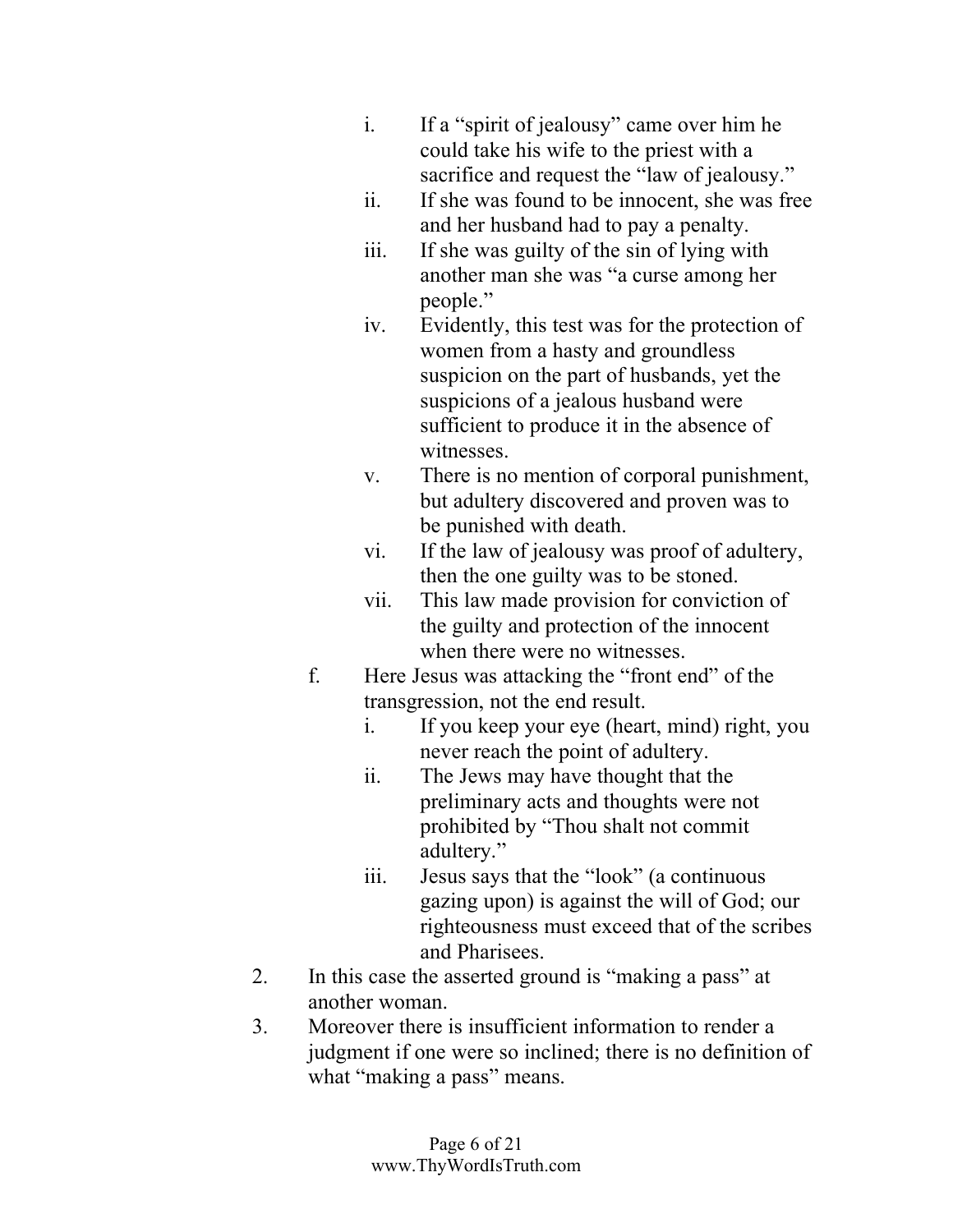i. If a "spirit of jealousy" came over him he could take his wife to the priest with a sacrifice and request the "law of jealousy."
            ii. If she was found to be innocent, she was free and her husband had to pay a penalty.
            iii. If she was guilty of the sin of lying with another man she was "a curse among her people."
            iv. Evidently, this test was for the protection of women from a hasty and groundless suspicion on the part of husbands, yet the suspicions of a jealous husband were sufficient to produce it in the absence of witnesses.
            v. There is no mention of corporal punishment, but adultery discovered and proven was to be punished with death.
            vi. If the law of jealousy was proof of adultery, then the one guilty was to be stoned.
            vii. This law made provision for conviction of the guilty and protection of the innocent when there were no witnesses.
        f. Here Jesus was attacking the "front end" of the transgression, not the end result.
            i. If you keep your eye (heart, mind) right, you never reach the point of adultery.
            ii. The Jews may have thought that the preliminary acts and thoughts were not prohibited by "Thou shalt not commit adultery."
            iii. Jesus says that the "look" (a continuous gazing upon) is against the will of God; our righteousness must exceed that of the scribes and Pharisees.
2. In this case the asserted ground is "making a pass" at another woman.
3. Moreover there is insufficient information to render a judgment if one were so inclined; there is no definition of what "making a pass" means.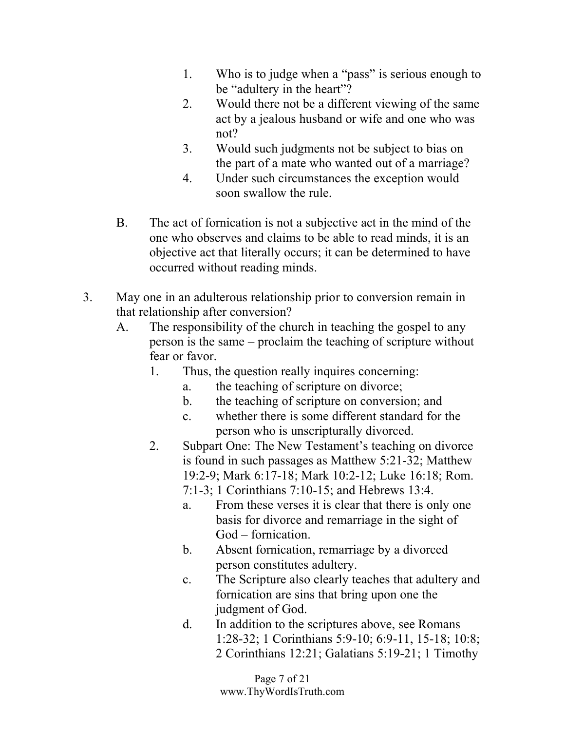1. Who is to judge when a "pass" is serious enough to be "adultery in the heart"?
2. Would there not be a different viewing of the same act by a jealous husband or wife and one who was not?
3. Would such judgments not be subject to bias on the part of a mate who wanted out of a marriage?
4. Under such circumstances the exception would soon swallow the rule.

B. The act of fornication is not a subjective act in the mind of the one who observes and claims to be able to read minds, it is an objective act that literally occurs; it can be determined to have occurred without reading minds.

3. May one in an adulterous relationship prior to conversion remain in that relationship after conversion?

   A. The responsibility of the church in teaching the gospel to any person is the same – proclaim the teaching of scripture without fear or favor.

      1. Thus, the question really inquires concerning:
         a. the teaching of scripture on divorce;
         b. the teaching of scripture on conversion; and
         c. whether there is some different standard for the person who is unscripturally divorced.

      2. Subpart One: The New Testament's teaching on divorce is found in such passages as Matthew 5:21-32; Matthew 19:2-9; Mark 6:17-18; Mark 10:2-12; Luke 16:18; Rom. 7:1-3; 1 Corinthians 7:10-15; and Hebrews 13:4.
         a. From these verses it is clear that there is only one basis for divorce and remarriage in the sight of God – fornication.
         b. Absent fornication, remarriage by a divorced person constitutes adultery.
         c. The Scripture also clearly teaches that adultery and fornication are sins that bring upon one the judgment of God.
         d. In addition to the scriptures above, see Romans 1:28-32; 1 Corinthians 5:9-10; 6:9-11, 15-18; 10:8; 2 Corinthians 12:21; Galatians 5:19-21; 1 Timothy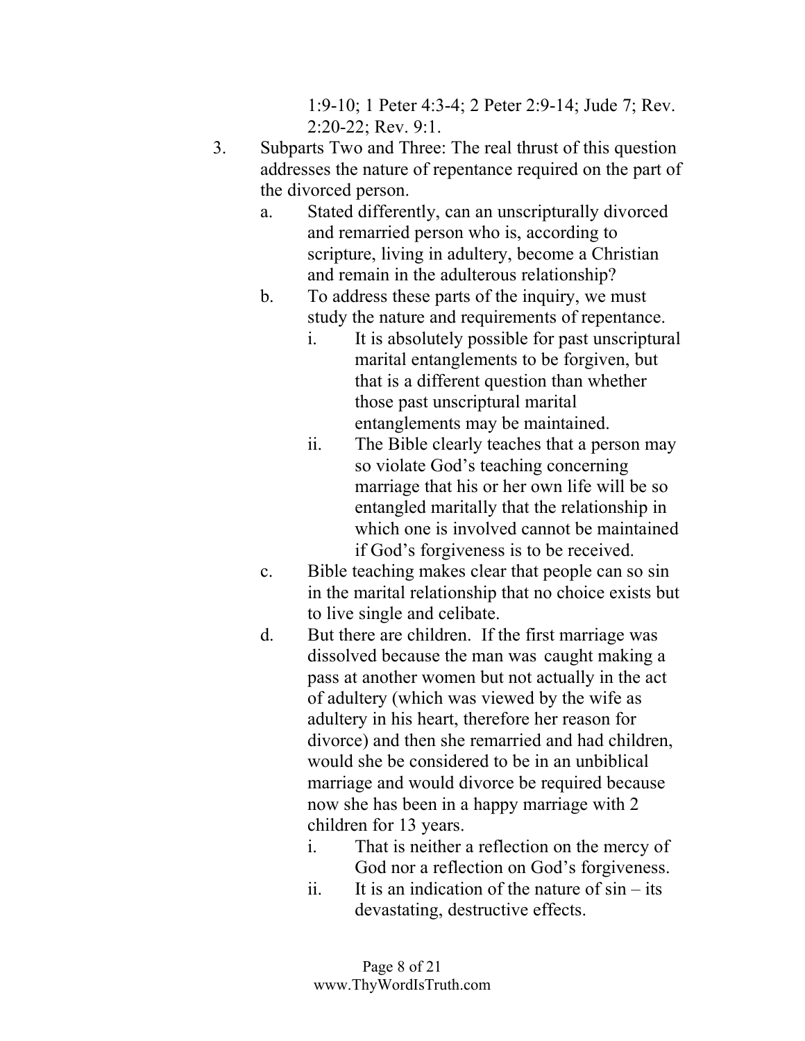1:9-10; 1 Peter 4:3-4; 2 Peter 2:9-14; Jude 7; Rev. 2:20-22; Rev. 9:1.

3. Subparts Two and Three: The real thrust of this question addresses the nature of repentance required on the part of the divorced person.
   a. Stated differently, can an unscripturally divorced and remarried person who is, according to scripture, living in adultery, become a Christian and remain in the adulterous relationship?
   b. To address these parts of the inquiry, we must study the nature and requirements of repentance.
      i. It is absolutely possible for past unscriptural marital entanglements to be forgiven, but that is a different question than whether those past unscriptural marital entanglements may be maintained.
      ii. The Bible clearly teaches that a person may so violate God's teaching concerning marriage that his or her own life will be so entangled maritally that the relationship in which one is involved cannot be maintained if God's forgiveness is to be received.
   c. Bible teaching makes clear that people can so sin in the marital relationship that no choice exists but to live single and celibate.
   d. But there are children. If the first marriage was dissolved because the man was caught making a pass at another women but not actually in the act of adultery (which was viewed by the wife as adultery in his heart, therefore her reason for divorce) and then she remarried and had children, would she be considered to be in an unbiblical marriage and would divorce be required because now she has been in a happy marriage with 2 children for 13 years.
      i. That is neither a reflection on the mercy of God nor a reflection on God's forgiveness.
      ii. It is an indication of the nature of sin – its devastating, destructive effects.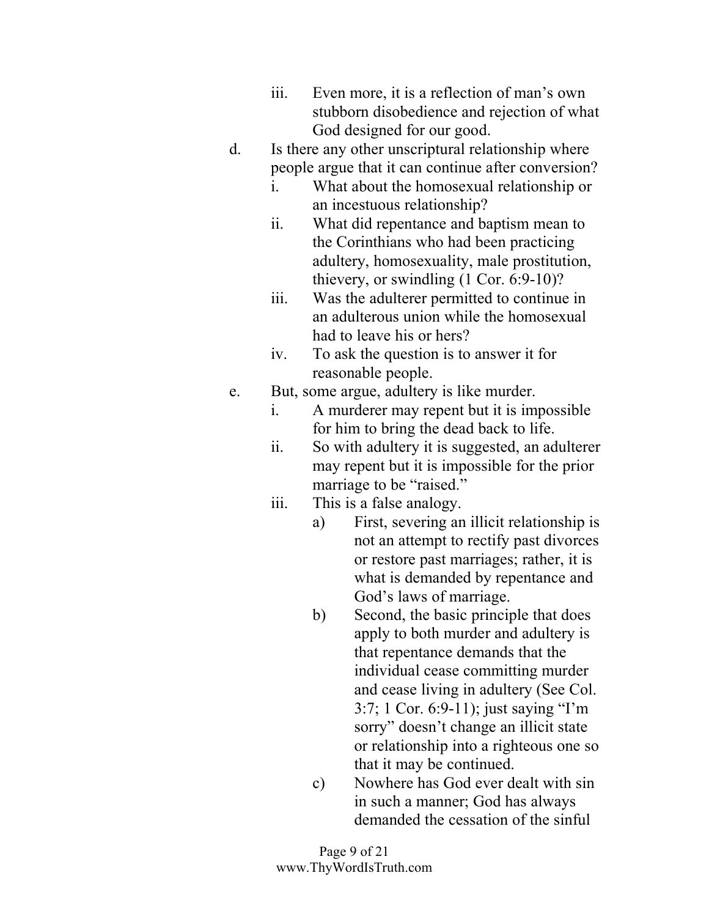- iii. Even more, it is a reflection of man's own stubborn disobedience and rejection of what God designed for our good.
- d. Is there any other unscriptural relationship where people argue that it can continue after conversion?
    - i. What about the homosexual relationship or an incestuous relationship?
    - ii. What did repentance and baptism mean to the Corinthians who had been practicing adultery, homosexuality, male prostitution, thievery, or swindling (1 Cor. 6:9-10)?
    - iii. Was the adulterer permitted to continue in an adulterous union while the homosexual had to leave his or hers?
    - iv. To ask the question is to answer it for reasonable people.
- e. But, some argue, adultery is like murder.
    - i. A murderer may repent but it is impossible for him to bring the dead back to life.
    - ii. So with adultery it is suggested, an adulterer may repent but it is impossible for the prior marriage to be "raised."
    - iii. This is a false analogy.
        - a) First, severing an illicit relationship is not an attempt to rectify past divorces or restore past marriages; rather, it is what is demanded by repentance and God's laws of marriage.
        - b) Second, the basic principle that does apply to both murder and adultery is that repentance demands that the individual cease committing murder and cease living in adultery (See Col. 3:7; 1 Cor. 6:9-11); just saying "I'm sorry" doesn't change an illicit state or relationship into a righteous one so that it may be continued.
        - c) Nowhere has God ever dealt with sin in such a manner; God has always demanded the cessation of the sinful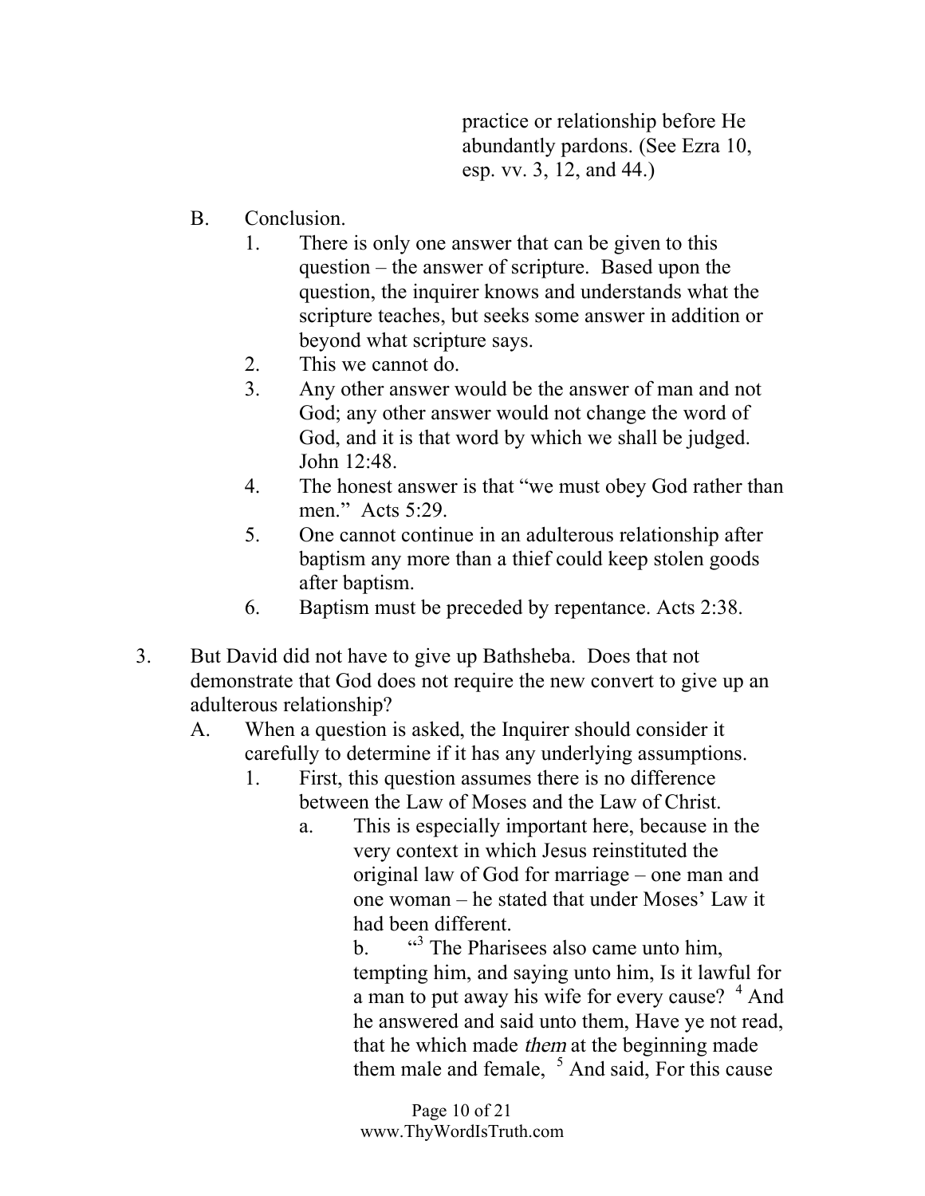practice or relationship before He abundantly pardons. (See Ezra 10, esp. vv. 3, 12, and 44.)

B. Conclusion.

1. There is only one answer that can be given to this question – the answer of scripture. Based upon the question, the inquirer knows and understands what the scripture teaches, but seeks some answer in addition or beyond what scripture says.
2. This we cannot do.
3. Any other answer would be the answer of man and not God; any other answer would not change the word of God, and it is that word by which we shall be judged. John 12:48.
4. The honest answer is that "we must obey God rather than men." Acts 5:29.
5. One cannot continue in an adulterous relationship after baptism any more than a thief could keep stolen goods after baptism.
6. Baptism must be preceded by repentance. Acts 2:38.

3. But David did not have to give up Bathsheba. Does that not demonstrate that God does not require the new convert to give up an adulterous relationship?

A. When a question is asked, the Inquirer should consider it carefully to determine if it has any underlying assumptions.

1. First, this question assumes there is no difference between the Law of Moses and the Law of Christ.

a. This is especially important here, because in the very context in which Jesus reinstituted the original law of God for marriage – one man and one woman – he stated that under Moses' Law it had been different.

b. "[3] The Pharisees also came unto him, tempting him, and saying unto him, Is it lawful for a man to put away his wife for every cause? [4] And he answered and said unto them, Have ye not read, that he which made *them* at the beginning made them male and female, [5] And said, For this cause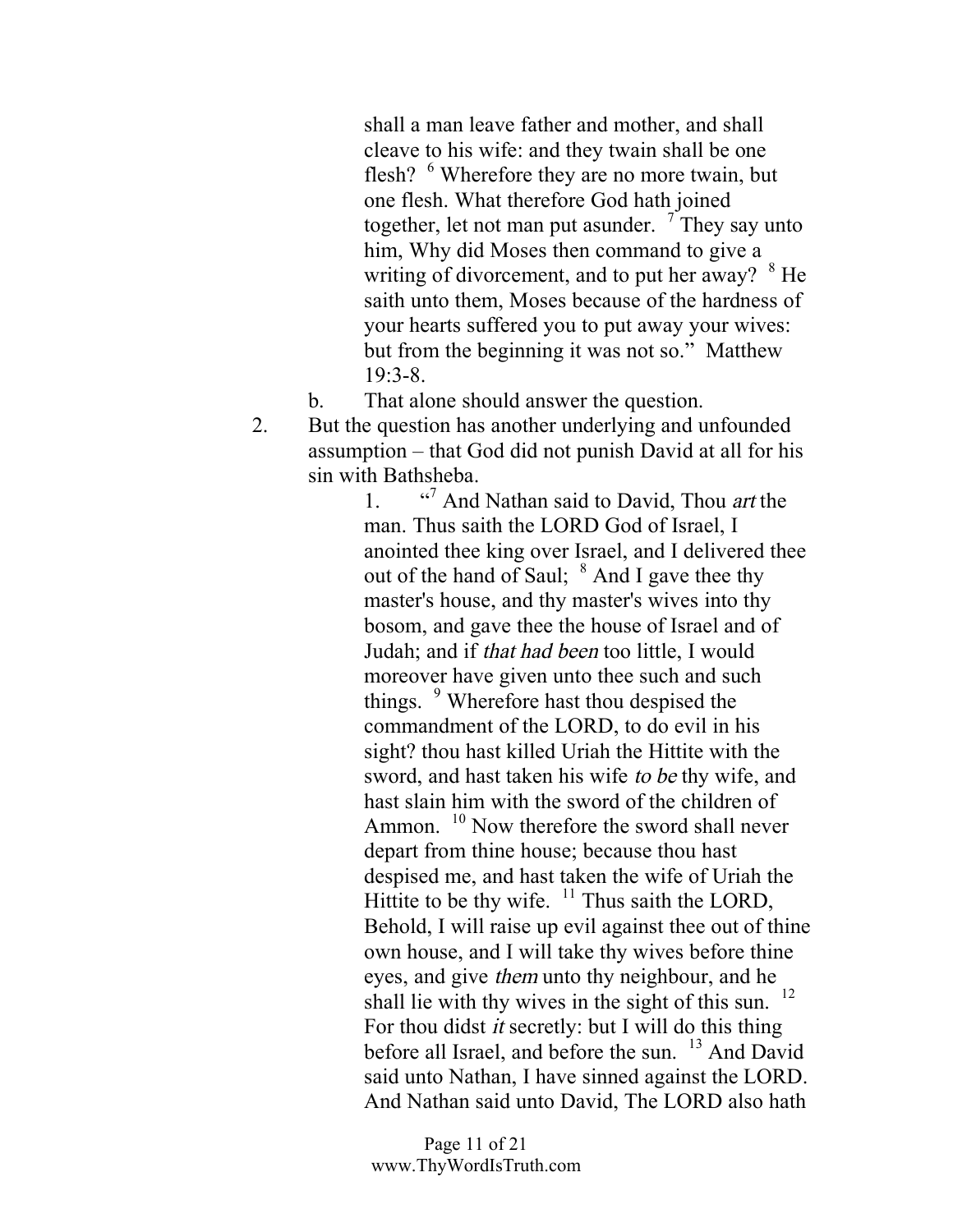shall a man leave father and mother, and shall cleave to his wife: and they twain shall be one flesh? [6] Wherefore they are no more twain, but one flesh. What therefore God hath joined together, let not man put asunder. [7] They say unto him, Why did Moses then command to give a writing of divorcement, and to put her away? [8] He saith unto them, Moses because of the hardness of your hearts suffered you to put away your wives: but from the beginning it was not so." Matthew 19:3-8.

   b. That alone should answer the question.

2. But the question has another underlying and unfounded assumption – that God did not punish David at all for his sin with Bathsheba.

   1. "[7] And Nathan said to David, Thou *art* the man. Thus saith the LORD God of Israel, I anointed thee king over Israel, and I delivered thee out of the hand of Saul; [8] And I gave thee thy master's house, and thy master's wives into thy bosom, and gave thee the house of Israel and of Judah; and if *that had been* too little, I would moreover have given unto thee such and such things. [9] Wherefore hast thou despised the commandment of the LORD, to do evil in his sight? thou hast killed Uriah the Hittite with the sword, and hast taken his wife *to be* thy wife, and hast slain him with the sword of the children of Ammon. [10] Now therefore the sword shall never depart from thine house; because thou hast despised me, and hast taken the wife of Uriah the Hittite to be thy wife. [11] Thus saith the LORD, Behold, I will raise up evil against thee out of thine own house, and I will take thy wives before thine eyes, and give *them* unto thy neighbour, and he shall lie with thy wives in the sight of this sun. [12] For thou didst *it* secretly: but I will do this thing before all Israel, and before the sun. [13] And David said unto Nathan, I have sinned against the LORD. And Nathan said unto David, The LORD also hath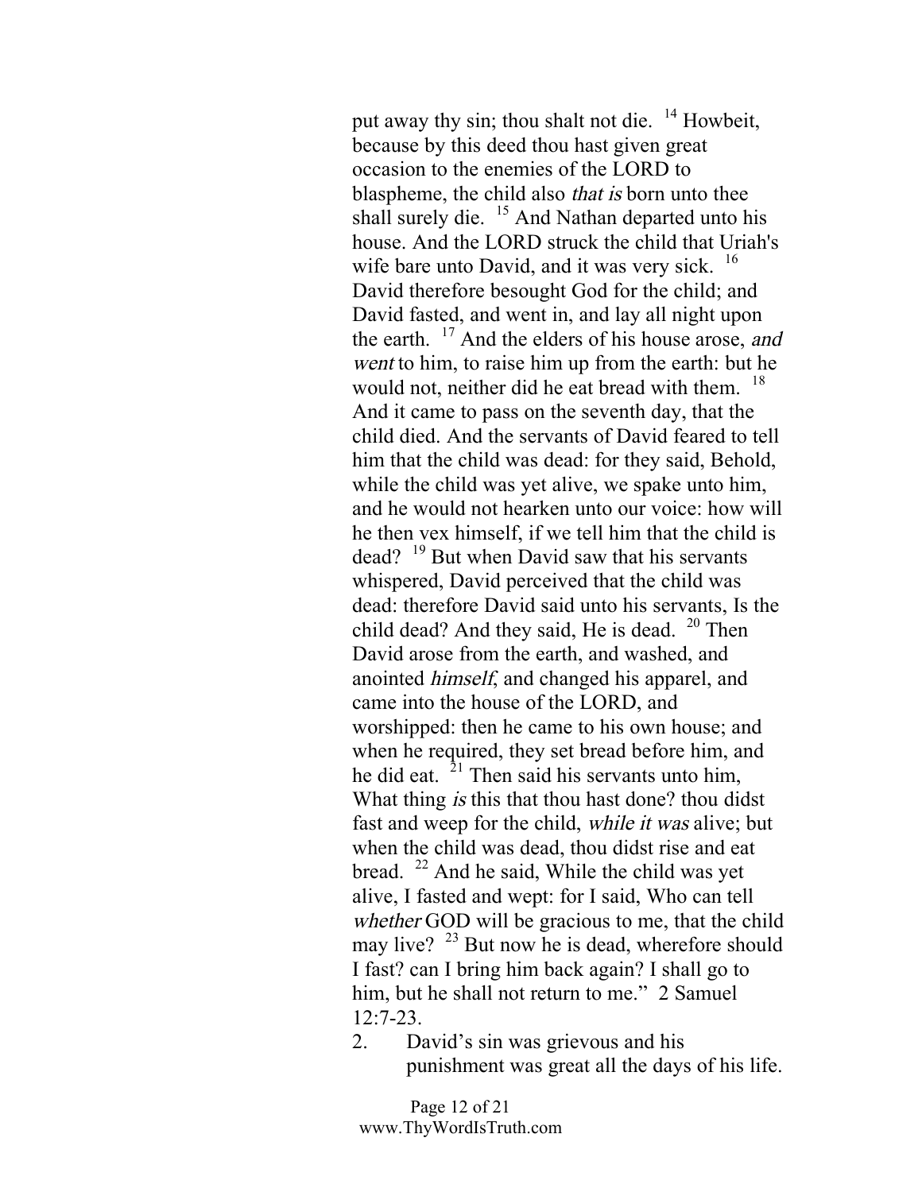put away thy sin; thou shalt not die. [14] Howbeit, because by this deed thou hast given great occasion to the enemies of the LORD to blaspheme, the child also *that is* born unto thee shall surely die. [15] And Nathan departed unto his house. And the LORD struck the child that Uriah's wife bare unto David, and it was very sick. [16] David therefore besought God for the child; and David fasted, and went in, and lay all night upon the earth. [17] And the elders of his house arose, *and went* to him, to raise him up from the earth: but he would not, neither did he eat bread with them. [18] And it came to pass on the seventh day, that the child died. And the servants of David feared to tell him that the child was dead: for they said, Behold, while the child was yet alive, we spake unto him, and he would not hearken unto our voice: how will he then vex himself, if we tell him that the child is dead? [19] But when David saw that his servants whispered, David perceived that the child was dead: therefore David said unto his servants, Is the child dead? And they said, He is dead. [20] Then David arose from the earth, and washed, and anointed *himself*, and changed his apparel, and came into the house of the LORD, and worshipped: then he came to his own house; and when he required, they set bread before him, and he did eat. [21] Then said his servants unto him, What thing *is* this that thou hast done? thou didst fast and weep for the child, *while it was* alive; but when the child was dead, thou didst rise and eat bread. [22] And he said, While the child was yet alive, I fasted and wept: for I said, Who can tell *whether* GOD will be gracious to me, that the child may live? [23] But now he is dead, wherefore should I fast? can I bring him back again? I shall go to him, but he shall not return to me." 2 Samuel 12:7-23.

2. David's sin was grievous and his punishment was great all the days of his life.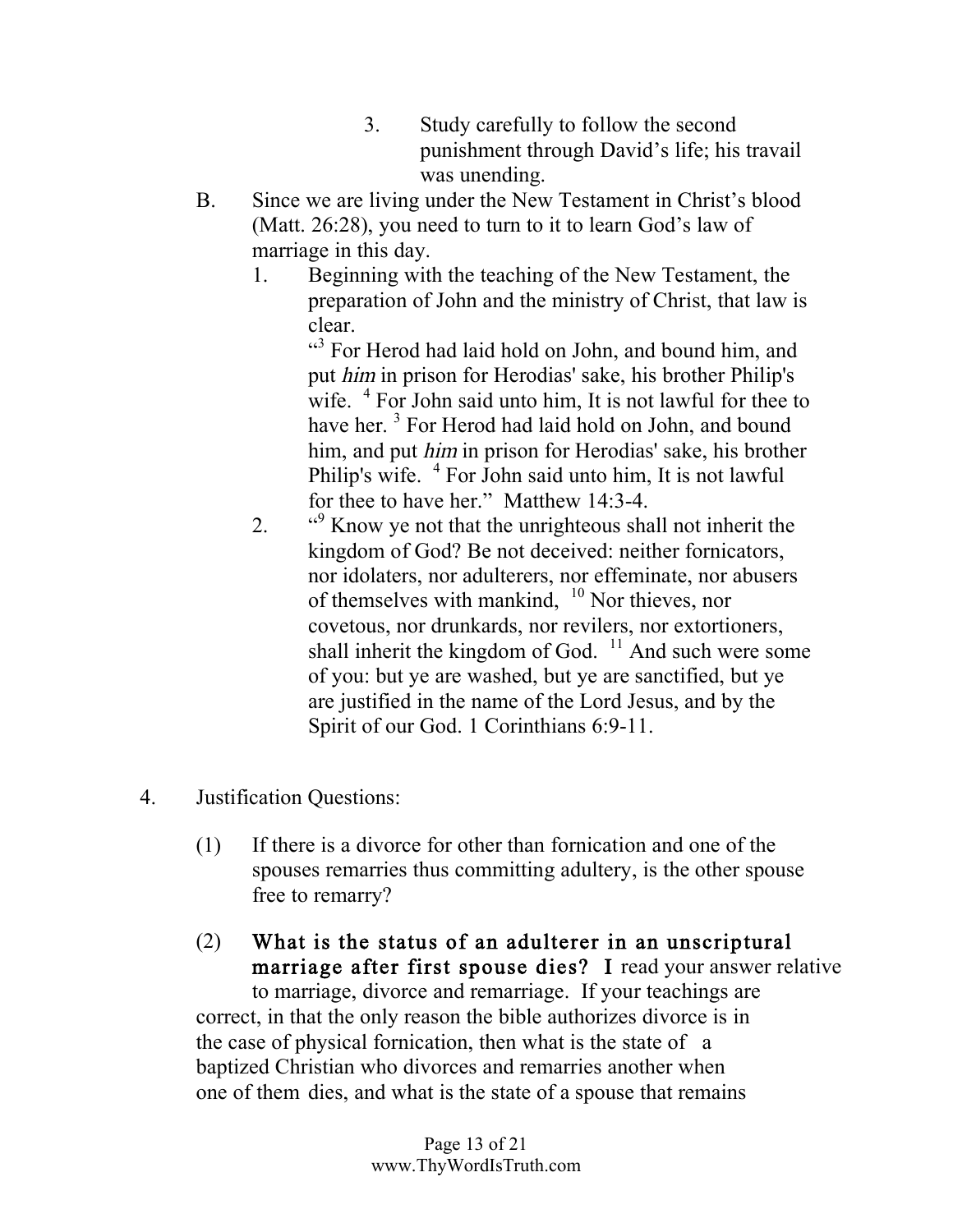3. Study carefully to follow the second punishment through David's life; his travail was unending.

B. Since we are living under the New Testament in Christ's blood (Matt. 26:28), you need to turn to it to learn God's law of marriage in this day.

1. Beginning with the teaching of the New Testament, the preparation of John and the ministry of Christ, that law is clear.

   "[3] For Herod had laid hold on John, and bound him, and put *him* in prison for Herodias' sake, his brother Philip's wife. [4] For John said unto him, It is not lawful for thee to have her. [3] For Herod had laid hold on John, and bound him, and put *him* in prison for Herodias' sake, his brother Philip's wife. [4] For John said unto him, It is not lawful for thee to have her." Matthew 14:3-4.

2. "[9] Know ye not that the unrighteous shall not inherit the kingdom of God? Be not deceived: neither fornicators, nor idolaters, nor adulterers, nor effeminate, nor abusers of themselves with mankind, [10] Nor thieves, nor covetous, nor drunkards, nor revilers, nor extortioners, shall inherit the kingdom of God. [11] And such were some of you: but ye are washed, but ye are sanctified, but ye are justified in the name of the Lord Jesus, and by the Spirit of our God. 1 Corinthians 6:9-11.

4. Justification Questions:

(1) If there is a divorce for other than fornication and one of the spouses remarries thus committing adultery, is the other spouse free to remarry?

(2) **What is the status of an adulterer in an unscriptural marriage after first spouse dies? I** read your answer relative to marriage, divorce and remarriage. If your teachings are correct, in that the only reason the bible authorizes divorce is in the case of physical fornication, then what is the state of a baptized Christian who divorces and remarries another when one of them dies, and what is the state of a spouse that remains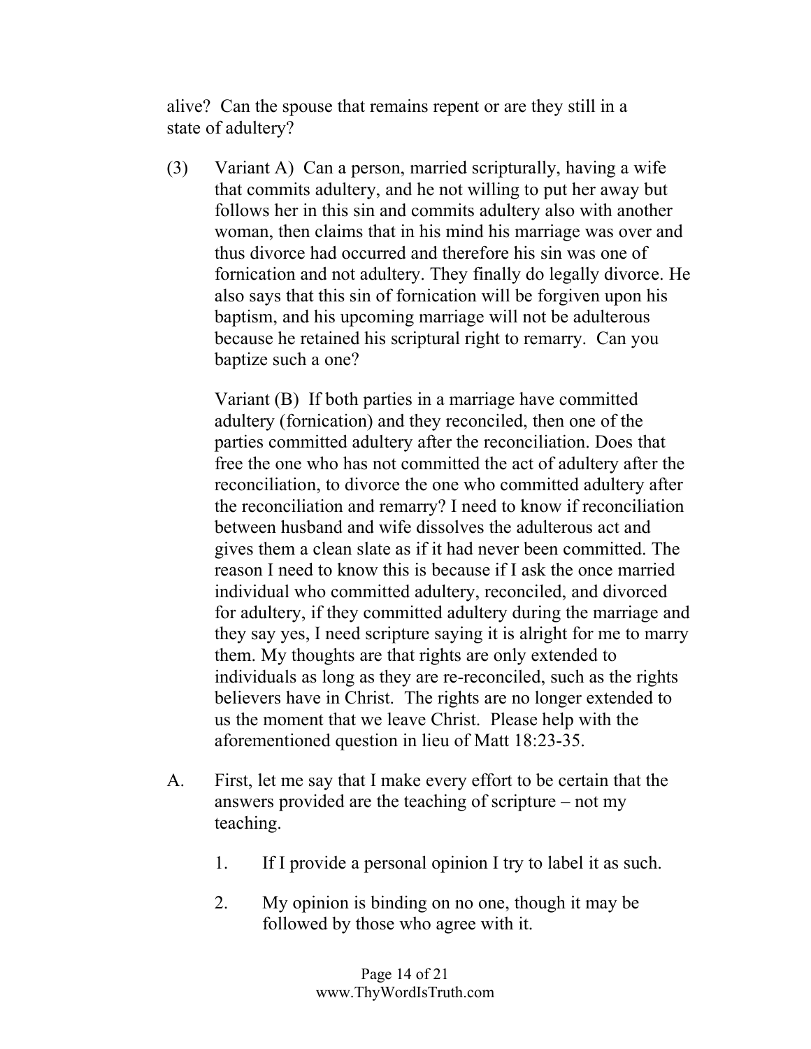alive? Can the spouse that remains repent or are they still in a state of adultery?

(3) Variant A) Can a person, married scripturally, having a wife that commits adultery, and he not willing to put her away but follows her in this sin and commits adultery also with another woman, then claims that in his mind his marriage was over and thus divorce had occurred and therefore his sin was one of fornication and not adultery. They finally do legally divorce. He also says that this sin of fornication will be forgiven upon his baptism, and his upcoming marriage will not be adulterous because he retained his scriptural right to remarry. Can you baptize such a one?

Variant (B) If both parties in a marriage have committed adultery (fornication) and they reconciled, then one of the parties committed adultery after the reconciliation. Does that free the one who has not committed the act of adultery after the reconciliation, to divorce the one who committed adultery after the reconciliation and remarry? I need to know if reconciliation between husband and wife dissolves the adulterous act and gives them a clean slate as if it had never been committed. The reason I need to know this is because if I ask the once married individual who committed adultery, reconciled, and divorced for adultery, if they committed adultery during the marriage and they say yes, I need scripture saying it is alright for me to marry them. My thoughts are that rights are only extended to individuals as long as they are re-reconciled, such as the rights believers have in Christ. The rights are no longer extended to us the moment that we leave Christ. Please help with the aforementioned question in lieu of Matt 18:23-35.

A. First, let me say that I make every effort to be certain that the answers provided are the teaching of scripture – not my teaching.

1. If I provide a personal opinion I try to label it as such.

2. My opinion is binding on no one, though it may be followed by those who agree with it.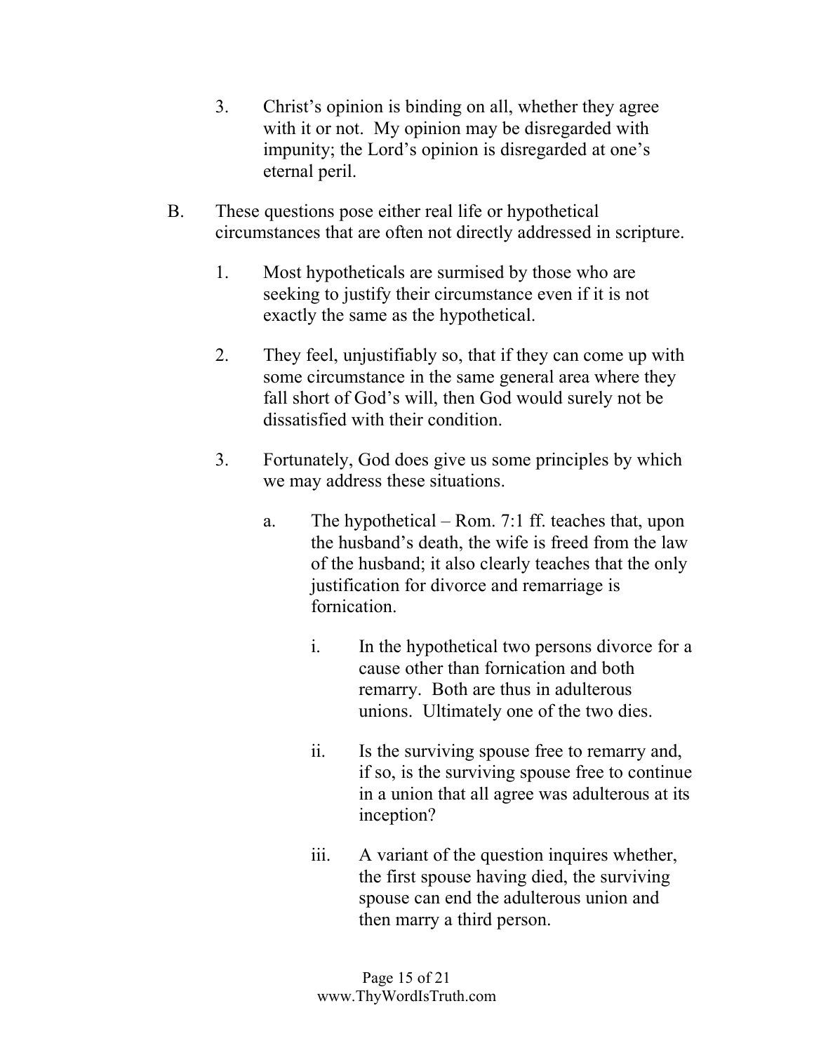3. Christ's opinion is binding on all, whether they agree with it or not. My opinion may be disregarded with impunity; the Lord's opinion is disregarded at one's eternal peril.

B. These questions pose either real life or hypothetical circumstances that are often not directly addressed in scripture.

1. Most hypotheticals are surmised by those who are seeking to justify their circumstance even if it is not exactly the same as the hypothetical.

2. They feel, unjustifiably so, that if they can come up with some circumstance in the same general area where they fall short of God's will, then God would surely not be dissatisfied with their condition.

3. Fortunately, God does give us some principles by which we may address these situations.

   a. The hypothetical – Rom. 7:1 ff. teaches that, upon the husband's death, the wife is freed from the law of the husband; it also clearly teaches that the only justification for divorce and remarriage is fornication.

      i. In the hypothetical two persons divorce for a cause other than fornication and both remarry. Both are thus in adulterous unions. Ultimately one of the two dies.

      ii. Is the surviving spouse free to remarry and, if so, is the surviving spouse free to continue in a union that all agree was adulterous at its inception?

      iii. A variant of the question inquires whether, the first spouse having died, the surviving spouse can end the adulterous union and then marry a third person.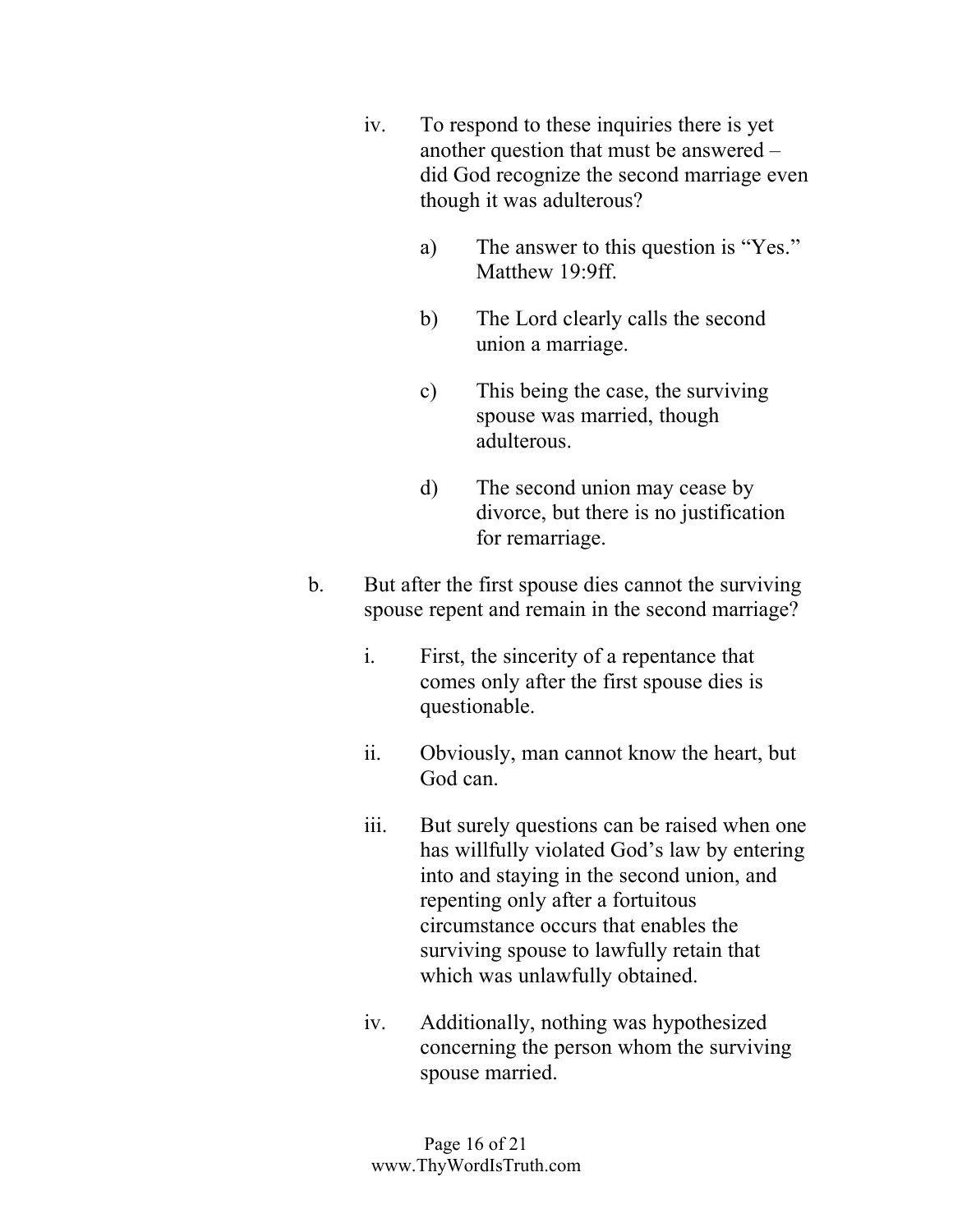iv. To respond to these inquiries there is yet another question that must be answered – did God recognize the second marriage even though it was adulterous?

   a) The answer to this question is "Yes." Matthew 19:9ff.

   b) The Lord clearly calls the second union a marriage.

   c) This being the case, the surviving spouse was married, though adulterous.

   d) The second union may cease by divorce, but there is no justification for remarriage.

b. But after the first spouse dies cannot the surviving spouse repent and remain in the second marriage?

   i. First, the sincerity of a repentance that comes only after the first spouse dies is questionable.

   ii. Obviously, man cannot know the heart, but God can.

   iii. But surely questions can be raised when one has willfully violated God's law by entering into and staying in the second union, and repenting only after a fortuitous circumstance occurs that enables the surviving spouse to lawfully retain that which was unlawfully obtained.

   iv. Additionally, nothing was hypothesized concerning the person whom the surviving spouse married.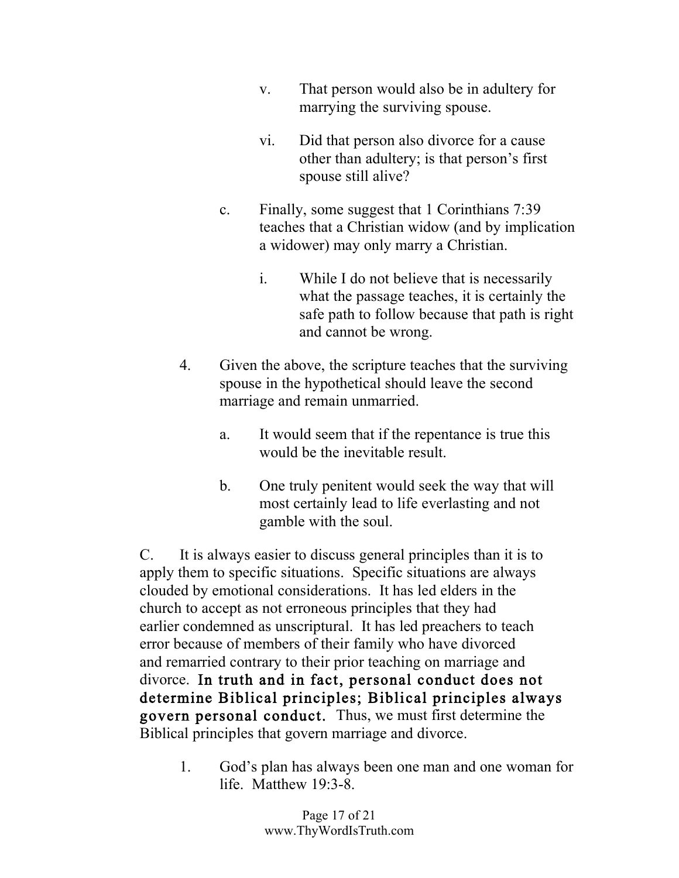v. That person would also be in adultery for marrying the surviving spouse.

vi. Did that person also divorce for a cause other than adultery; is that person's first spouse still alive?

c. Finally, some suggest that 1 Corinthians 7:39 teaches that a Christian widow (and by implication a widower) may only marry a Christian.

i. While I do not believe that is necessarily what the passage teaches, it is certainly the safe path to follow because that path is right and cannot be wrong.

4. Given the above, the scripture teaches that the surviving spouse in the hypothetical should leave the second marriage and remain unmarried.

a. It would seem that if the repentance is true this would be the inevitable result.

b. One truly penitent would seek the way that will most certainly lead to life everlasting and not gamble with the soul.

C. It is always easier to discuss general principles than it is to apply them to specific situations. Specific situations are always clouded by emotional considerations. It has led elders in the church to accept as not erroneous principles that they had earlier condemned as unscriptural. It has led preachers to teach error because of members of their family who have divorced and remarried contrary to their prior teaching on marriage and divorce. **In truth and in fact, personal conduct does not determine Biblical principles; Biblical principles always govern personal conduct.** Thus, we must first determine the Biblical principles that govern marriage and divorce.

1. God's plan has always been one man and one woman for life. Matthew 19:3-8.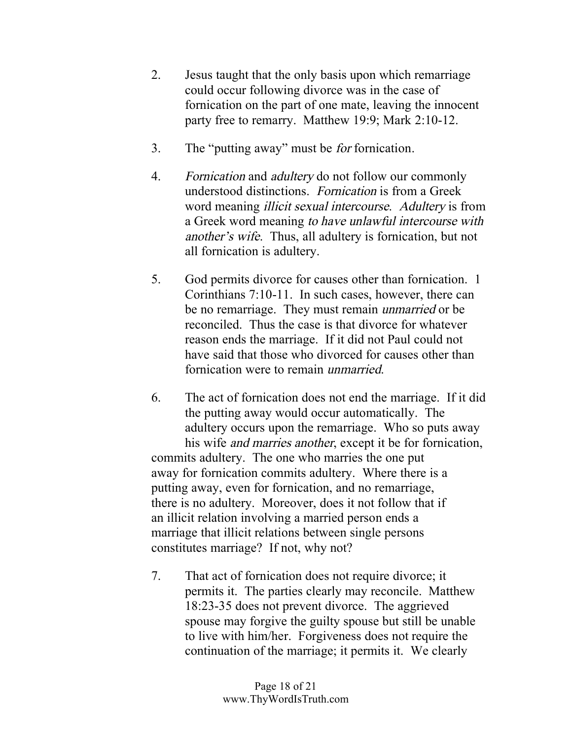2. Jesus taught that the only basis upon which remarriage could occur following divorce was in the case of fornication on the part of one mate, leaving the innocent party free to remarry. Matthew 19:9; Mark 2:10-12.

3. The "putting away" must be *for* fornication.

4. *Fornication* and *adultery* do not follow our commonly understood distinctions. *Fornication* is from a Greek word meaning *illicit sexual intercourse*. *Adultery* is from a Greek word meaning *to have unlawful intercourse with another's wife*. Thus, all adultery is fornication, but not all fornication is adultery.

5. God permits divorce for causes other than fornication. 1 Corinthians 7:10-11. In such cases, however, there can be no remarriage. They must remain *unmarried* or be reconciled. Thus the case is that divorce for whatever reason ends the marriage. If it did not Paul could not have said that those who divorced for causes other than fornication were to remain *unmarried*.

6. The act of fornication does not end the marriage. If it did the putting away would occur automatically. The adultery occurs upon the remarriage. Who so puts away his wife *and marries another*, except it be for fornication, commits adultery. The one who marries the one put away for fornication commits adultery. Where there is a putting away, even for fornication, and no remarriage, there is no adultery. Moreover, does it not follow that if an illicit relation involving a married person ends a marriage that illicit relations between single persons constitutes marriage? If not, why not?

7. That act of fornication does not require divorce; it permits it. The parties clearly may reconcile. Matthew 18:23-35 does not prevent divorce. The aggrieved spouse may forgive the guilty spouse but still be unable to live with him/her. Forgiveness does not require the continuation of the marriage; it permits it. We clearly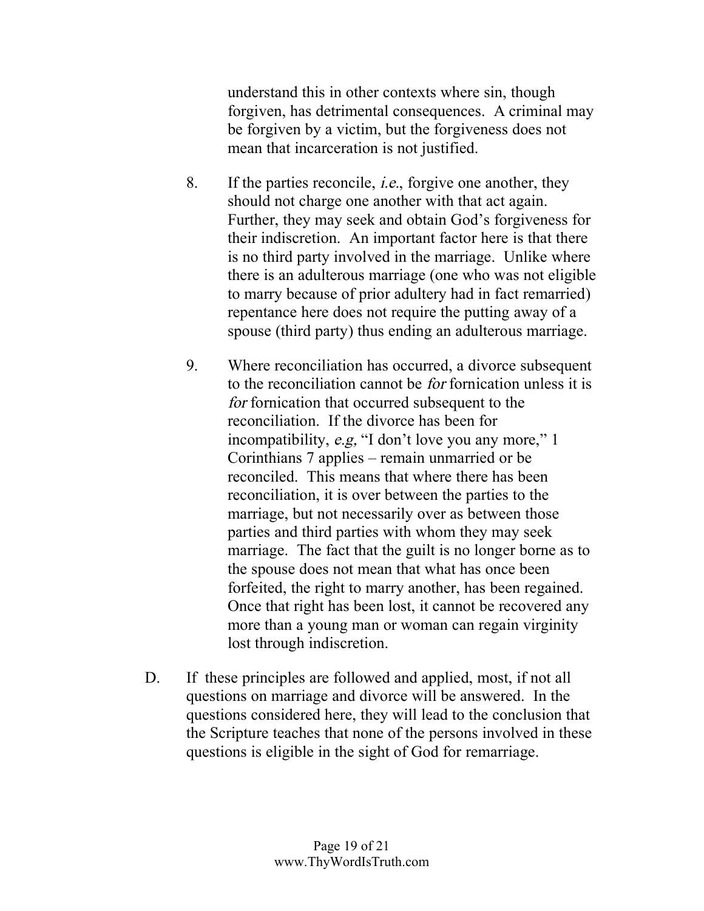understand this in other contexts where sin, though forgiven, has detrimental consequences. A criminal may be forgiven by a victim, but the forgiveness does not mean that incarceration is not justified.

8. If the parties reconcile, *i.e.*, forgive one another, they should not charge one another with that act again. Further, they may seek and obtain God's forgiveness for their indiscretion. An important factor here is that there is no third party involved in the marriage. Unlike where there is an adulterous marriage (one who was not eligible to marry because of prior adultery had in fact remarried) repentance here does not require the putting away of a spouse (third party) thus ending an adulterous marriage.

9. Where reconciliation has occurred, a divorce subsequent to the reconciliation cannot be *for* fornication unless it is *for* fornication that occurred subsequent to the reconciliation. If the divorce has been for incompatibility, *e.g,* "I don't love you any more," 1 Corinthians 7 applies – remain unmarried or be reconciled. This means that where there has been reconciliation, it is over between the parties to the marriage, but not necessarily over as between those parties and third parties with whom they may seek marriage. The fact that the guilt is no longer borne as to the spouse does not mean that what has once been forfeited, the right to marry another, has been regained. Once that right has been lost, it cannot be recovered any more than a young man or woman can regain virginity lost through indiscretion.

D. If these principles are followed and applied, most, if not all questions on marriage and divorce will be answered. In the questions considered here, they will lead to the conclusion that the Scripture teaches that none of the persons involved in these questions is eligible in the sight of God for remarriage.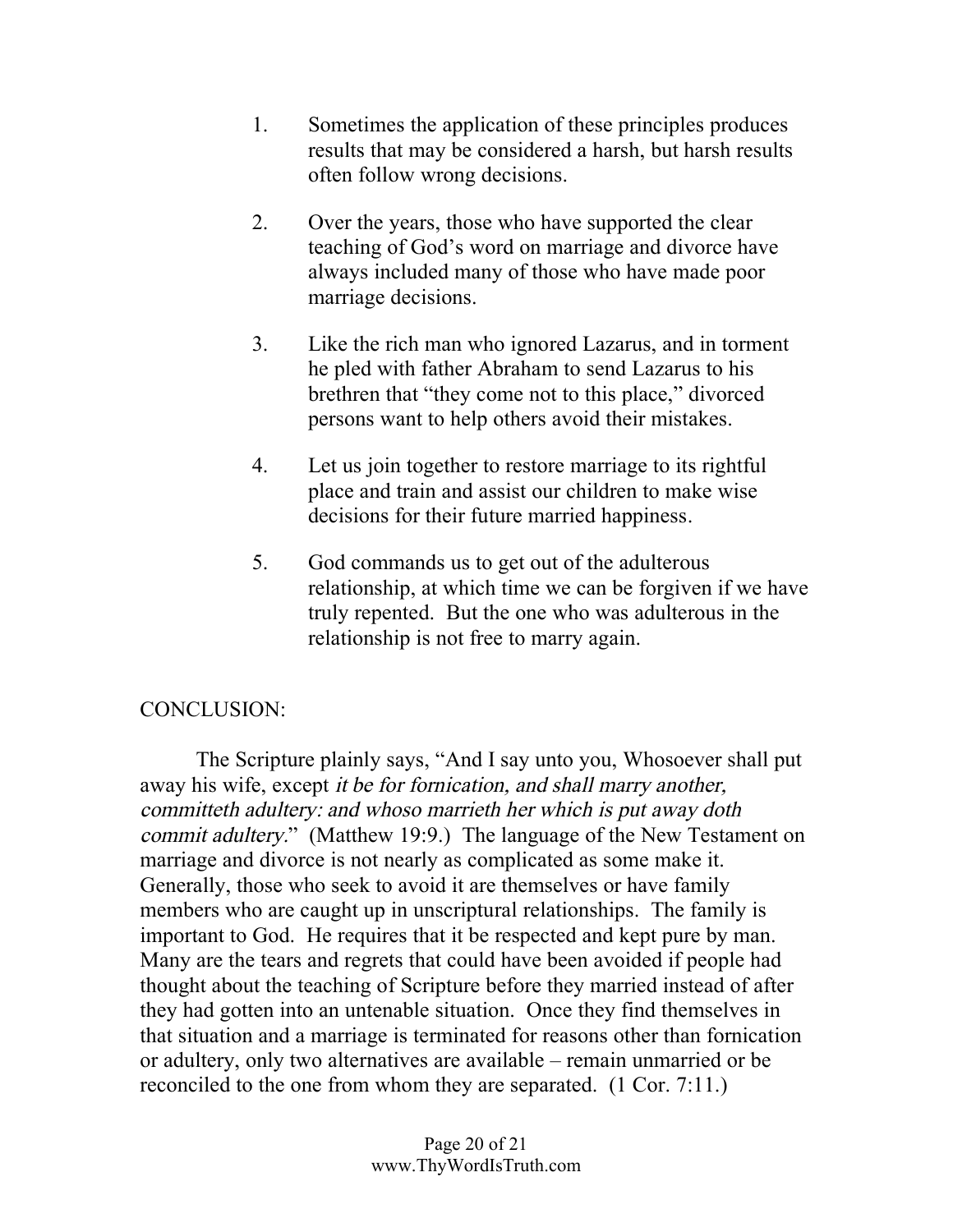1. Sometimes the application of these principles produces results that may be considered a harsh, but harsh results often follow wrong decisions.

2. Over the years, those who have supported the clear teaching of God's word on marriage and divorce have always included many of those who have made poor marriage decisions.

3. Like the rich man who ignored Lazarus, and in torment he pled with father Abraham to send Lazarus to his brethren that "they come not to this place," divorced persons want to help others avoid their mistakes.

4. Let us join together to restore marriage to its rightful place and train and assist our children to make wise decisions for their future married happiness.

5. God commands us to get out of the adulterous relationship, at which time we can be forgiven if we have truly repented. But the one who was adulterous in the relationship is not free to marry again.

CONCLUSION:

The Scripture plainly says, "And I say unto you, Whosoever shall put away his wife, except *it be for fornication, and shall marry another, committeth adultery: and whoso marrieth her which is put away doth commit adultery*." (Matthew 19:9.) The language of the New Testament on marriage and divorce is not nearly as complicated as some make it. Generally, those who seek to avoid it are themselves or have family members who are caught up in unscriptural relationships. The family is important to God. He requires that it be respected and kept pure by man. Many are the tears and regrets that could have been avoided if people had thought about the teaching of Scripture before they married instead of after they had gotten into an untenable situation. Once they find themselves in that situation and a marriage is terminated for reasons other than fornication or adultery, only two alternatives are available – remain unmarried or be reconciled to the one from whom they are separated. (1 Cor. 7:11.)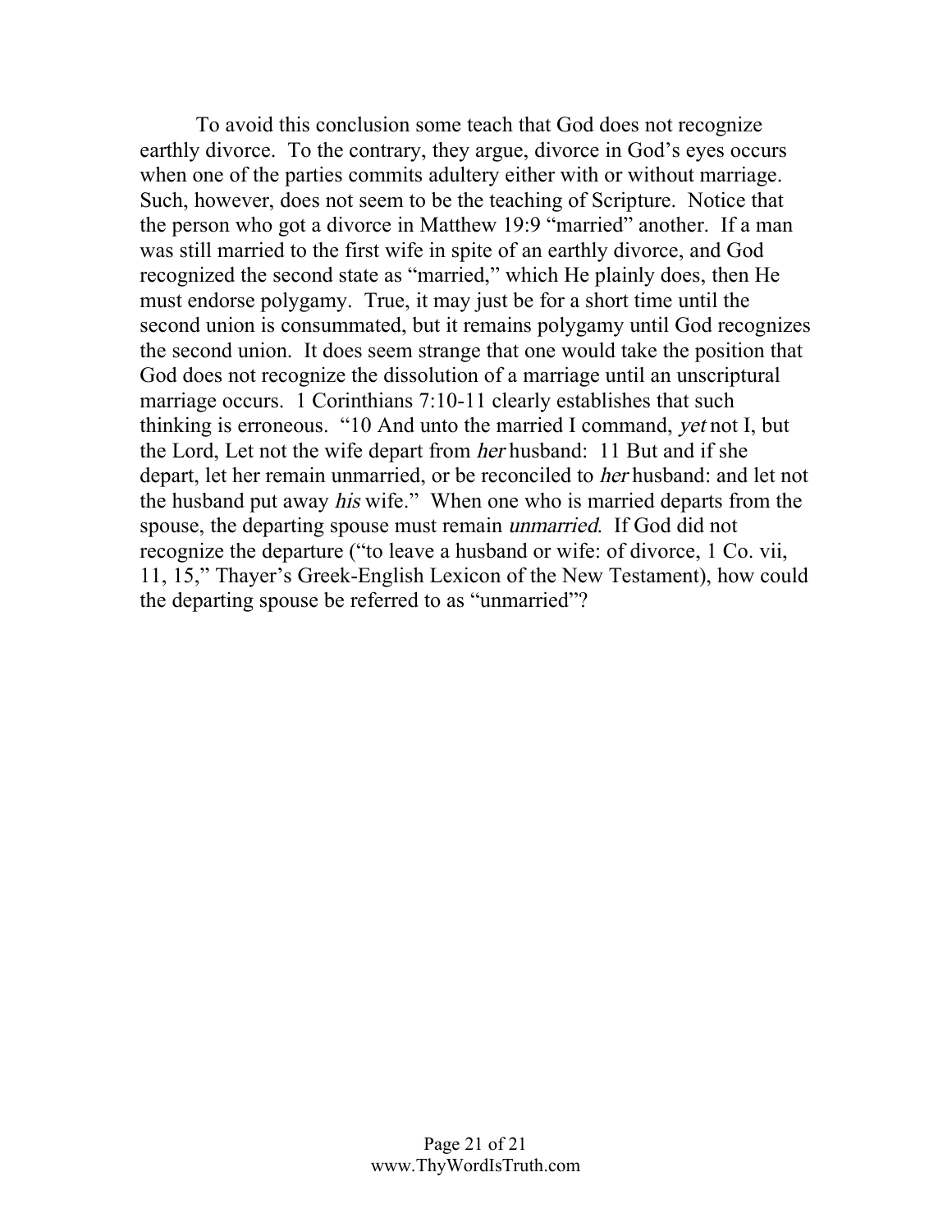To avoid this conclusion some teach that God does not recognize earthly divorce. To the contrary, they argue, divorce in God's eyes occurs when one of the parties commits adultery either with or without marriage. Such, however, does not seem to be the teaching of Scripture. Notice that the person who got a divorce in Matthew 19:9 "married" another. If a man was still married to the first wife in spite of an earthly divorce, and God recognized the second state as "married," which He plainly does, then He must endorse polygamy. True, it may just be for a short time until the second union is consummated, but it remains polygamy until God recognizes the second union. It does seem strange that one would take the position that God does not recognize the dissolution of a marriage until an unscriptural marriage occurs. 1 Corinthians 7:10-11 clearly establishes that such thinking is erroneous. "10 And unto the married I command, *yet* not I, but the Lord, Let not the wife depart from *her* husband: 11 But and if she depart, let her remain unmarried, or be reconciled to *her* husband: and let not the husband put away *his* wife." When one who is married departs from the spouse, the departing spouse must remain *unmarried*. If God did not recognize the departure ("to leave a husband or wife: of divorce, 1 Co. vii, 11, 15," Thayer's Greek-English Lexicon of the New Testament), how could the departing spouse be referred to as "unmarried"?